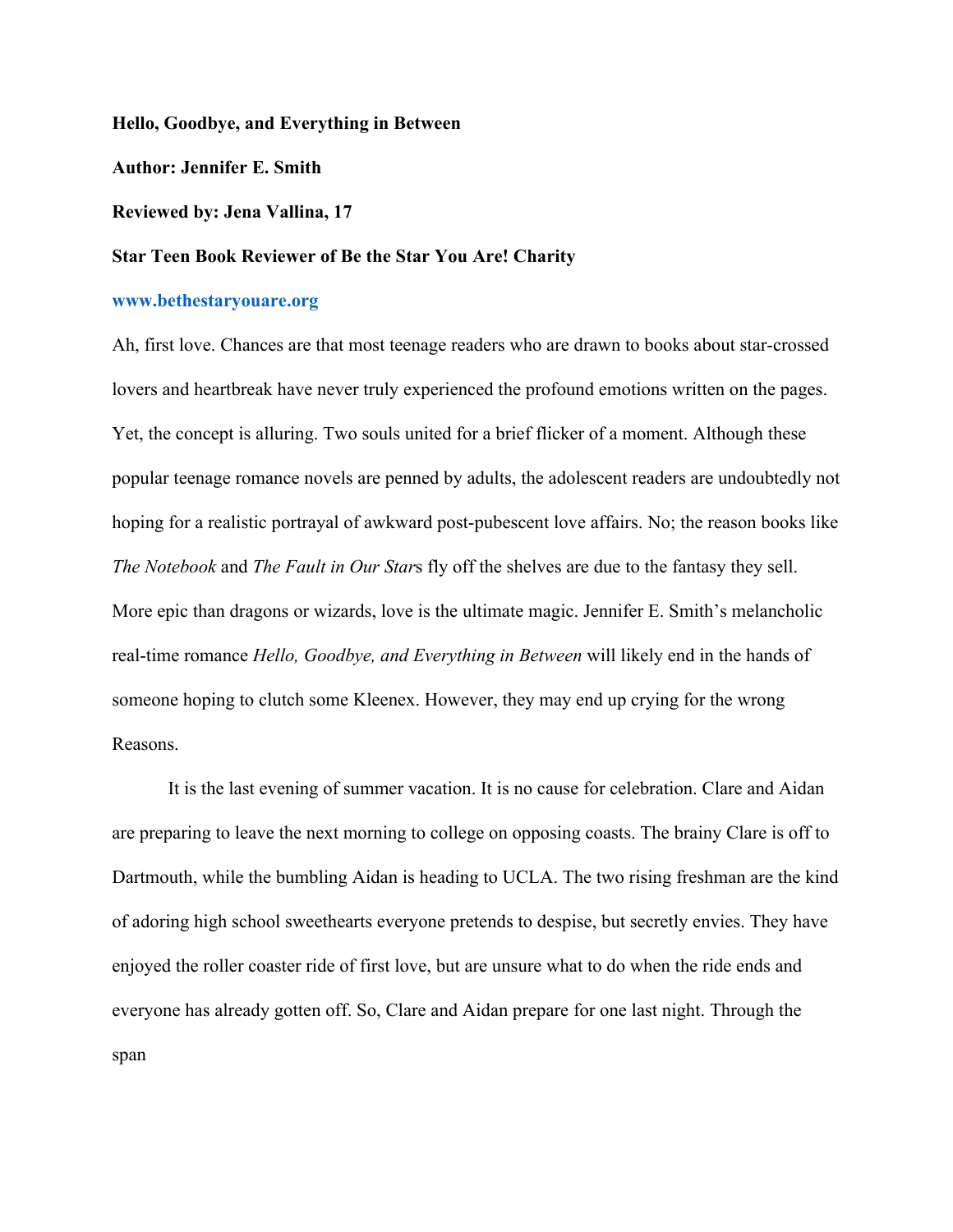**Hello, Goodbye, and Everything in Between**

**Author: Jennifer E. Smith**

**Reviewed by: Jena Vallina, 17**

**Star Teen Book Reviewer of Be the Star You Are! Charity**

**www.bethestaryouare.org**

Ah, first love. Chances are that most teenage readers who are drawn to books about star-crossed lovers and heartbreak have never truly experienced the profound emotions written on the pages. Yet, the concept is alluring. Two souls united for a brief flicker of a moment. Although these popular teenage romance novels are penned by adults, the adolescent readers are undoubtedly not hoping for a realistic portrayal of awkward post-pubescent love affairs. No; the reason books like *The Notebook* and *The Fault in Our Star*s fly off the shelves are due to the fantasy they sell. More epic than dragons or wizards, love is the ultimate magic. Jennifer E. Smith's melancholic real-time romance *Hello, Goodbye, and Everything in Between* will likely end in the hands of someone hoping to clutch some Kleenex. However, they may end up crying for the wrong Reasons.

It is the last evening of summer vacation. It is no cause for celebration. Clare and Aidan are preparing to leave the next morning to college on opposing coasts. The brainy Clare is off to Dartmouth, while the bumbling Aidan is heading to UCLA. The two rising freshman are the kind of adoring high school sweethearts everyone pretends to despise, but secretly envies. They have enjoyed the roller coaster ride of first love, but are unsure what to do when the ride ends and everyone has already gotten off. So, Clare and Aidan prepare for one last night. Through the span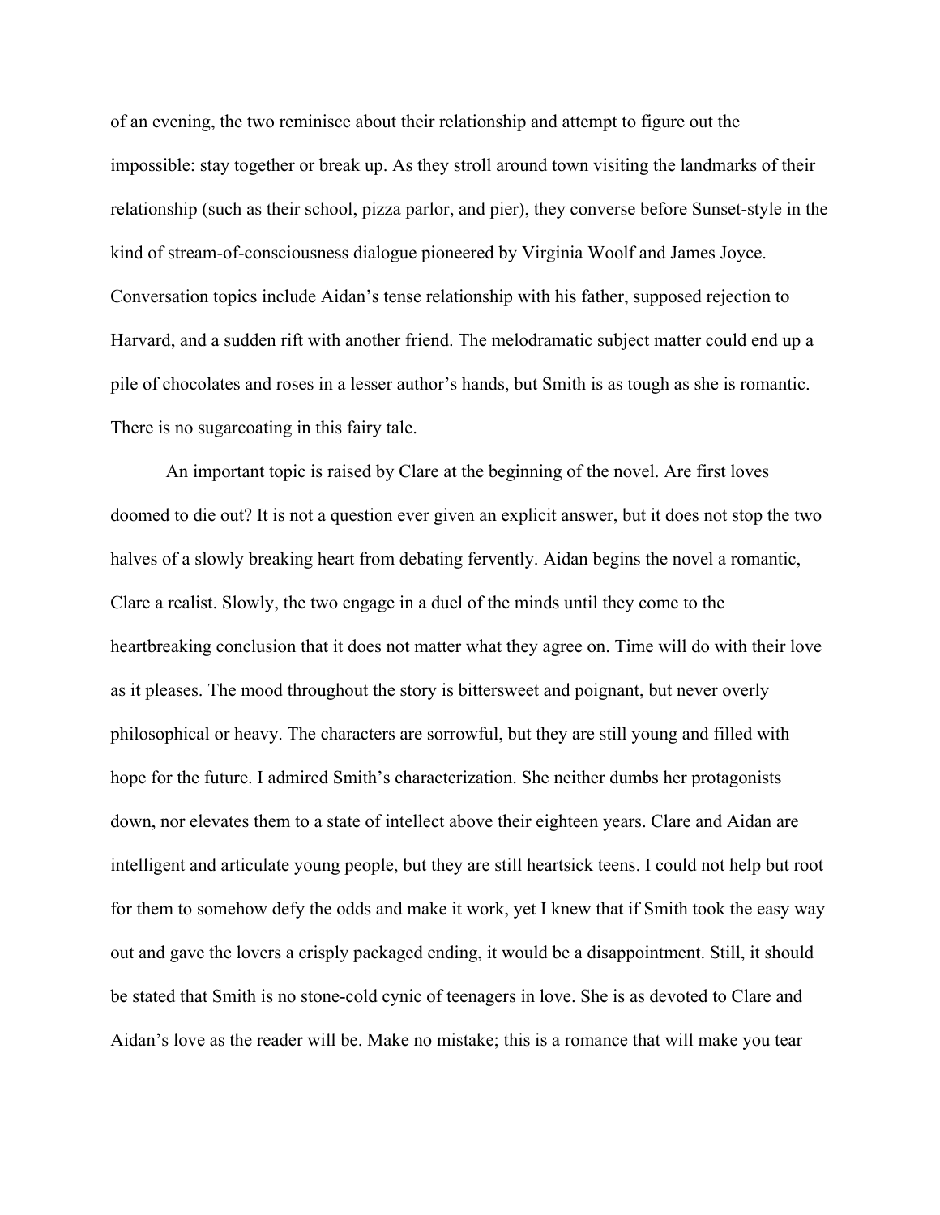of an evening, the two reminisce about their relationship and attempt to figure out the impossible: stay together or break up. As they stroll around town visiting the landmarks of their relationship (such as their school, pizza parlor, and pier), they converse before Sunset-style in the kind of stream-of-consciousness dialogue pioneered by Virginia Woolf and James Joyce. Conversation topics include Aidan's tense relationship with his father, supposed rejection to Harvard, and a sudden rift with another friend. The melodramatic subject matter could end up a pile of chocolates and roses in a lesser author's hands, but Smith is as tough as she is romantic. There is no sugarcoating in this fairy tale.

An important topic is raised by Clare at the beginning of the novel. Are first loves doomed to die out? It is not a question ever given an explicit answer, but it does not stop the two halves of a slowly breaking heart from debating fervently. Aidan begins the novel a romantic, Clare a realist. Slowly, the two engage in a duel of the minds until they come to the heartbreaking conclusion that it does not matter what they agree on. Time will do with their love as it pleases. The mood throughout the story is bittersweet and poignant, but never overly philosophical or heavy. The characters are sorrowful, but they are still young and filled with hope for the future. I admired Smith's characterization. She neither dumbs her protagonists down, nor elevates them to a state of intellect above their eighteen years. Clare and Aidan are intelligent and articulate young people, but they are still heartsick teens. I could not help but root for them to somehow defy the odds and make it work, yet I knew that if Smith took the easy way out and gave the lovers a crisply packaged ending, it would be a disappointment. Still, it should be stated that Smith is no stone-cold cynic of teenagers in love. She is as devoted to Clare and Aidan's love as the reader will be. Make no mistake; this is a romance that will make you tear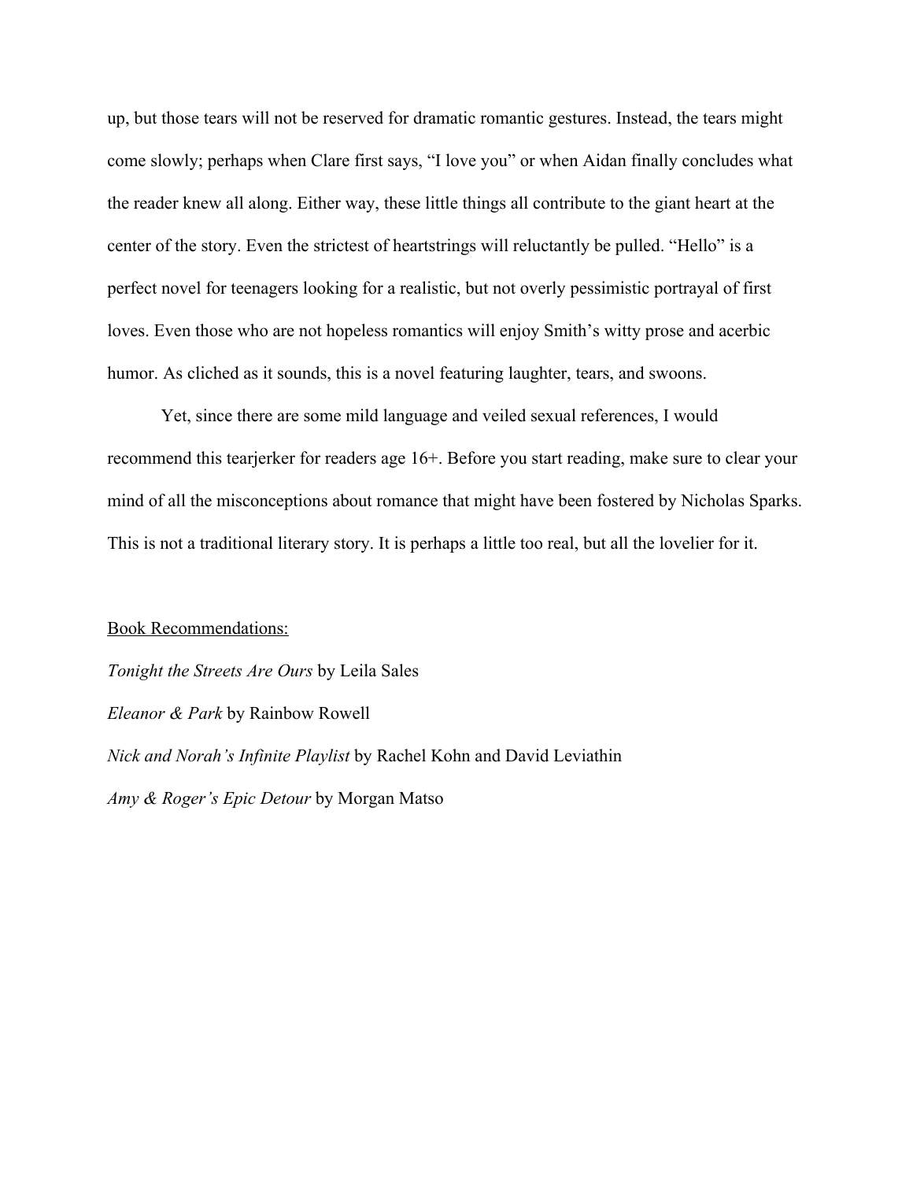up, but those tears will not be reserved for dramatic romantic gestures. Instead, the tears might come slowly; perhaps when Clare first says, "I love you" or when Aidan finally concludes what the reader knew all along. Either way, these little things all contribute to the giant heart at the center of the story. Even the strictest of heartstrings will reluctantly be pulled. "Hello" is a perfect novel for teenagers looking for a realistic, but not overly pessimistic portrayal of first loves. Even those who are not hopeless romantics will enjoy Smith's witty prose and acerbic humor. As cliched as it sounds, this is a novel featuring laughter, tears, and swoons.

Yet, since there are some mild language and veiled sexual references, I would recommend this tearjerker for readers age 16+. Before you start reading, make sure to clear your mind of all the misconceptions about romance that might have been fostered by Nicholas Sparks. This is not a traditional literary story. It is perhaps a little too real, but all the lovelier for it.

<u>Book Recommendations:</u>

*Tonight the Streets Are Ours* by Leila Sales

*Eleanor & Park* by Rainbow Rowell

*Nick and Norah's Infinite Playlist* by Rachel Kohn and David Leviathin

*Amy & Roger's Epic Detour* by Morgan Matso